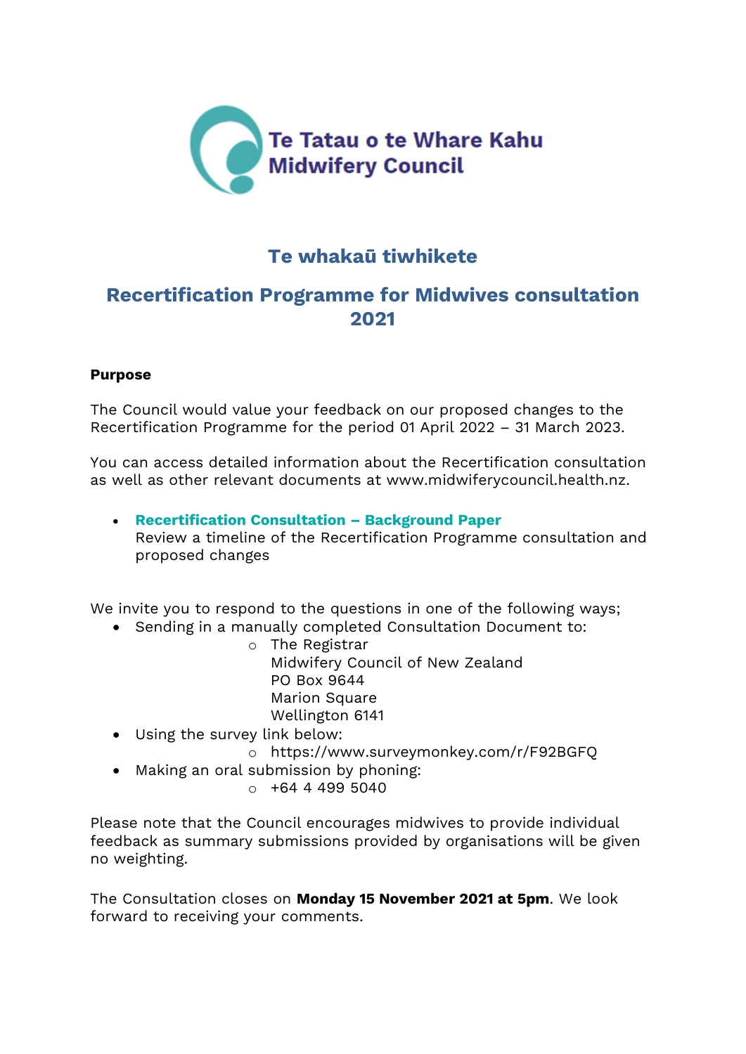Te Tatau o te Whare Kahu
Midwifery Council

# Te whakaū tiwhikete

# Recertification Programme for Midwives consultation 2021

**Purpose**

The Council would value your feedback on our proposed changes to the Recertification Programme for the period 01 April 2022 – 31 March 2023.

You can access detailed information about the Recertification consultation as well as other relevant documents at www.midwiferycouncil.health.nz.

- **Recertification Consultation – Background Paper**
  Review a timeline of the Recertification Programme consultation and proposed changes

We invite you to respond to the questions in one of the following ways;

- Sending in a manually completed Consultation Document to:
  - The Registrar
    Midwifery Council of New Zealand
    PO Box 9644
    Marion Square
    Wellington 6141
- Using the survey link below:
  - https://www.surveymonkey.com/r/F92BGFQ
- Making an oral submission by phoning:
  - +64 4 499 5040

Please note that the Council encourages midwives to provide individual feedback as summary submissions provided by organisations will be given no weighting.

The Consultation closes on **Monday 15 November 2021 at 5pm**. We look forward to receiving your comments.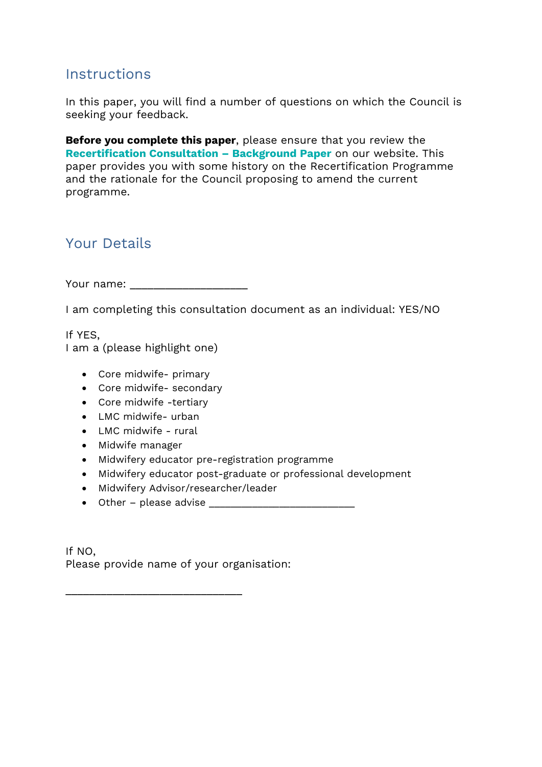## Instructions

In this paper, you will find a number of questions on which the Council is seeking your feedback.

**Before you complete this paper**, please ensure that you review the **Recertification Consultation – Background Paper** on our website. This paper provides you with some history on the Recertification Programme and the rationale for the Council proposing to amend the current programme.

## Your Details

Your name: ___________________

I am completing this consultation document as an individual: YES/NO

If YES,
I am a (please highlight one)

- Core midwife- primary
- Core midwife- secondary
- Core midwife -tertiary
- LMC midwife- urban
- LMC midwife - rural
- Midwife manager
- Midwifery educator pre-registration programme
- Midwifery educator post-graduate or professional development
- Midwifery Advisor/researcher/leader
- Other – please advise ________________________

If NO,
Please provide name of your organisation:

____________________________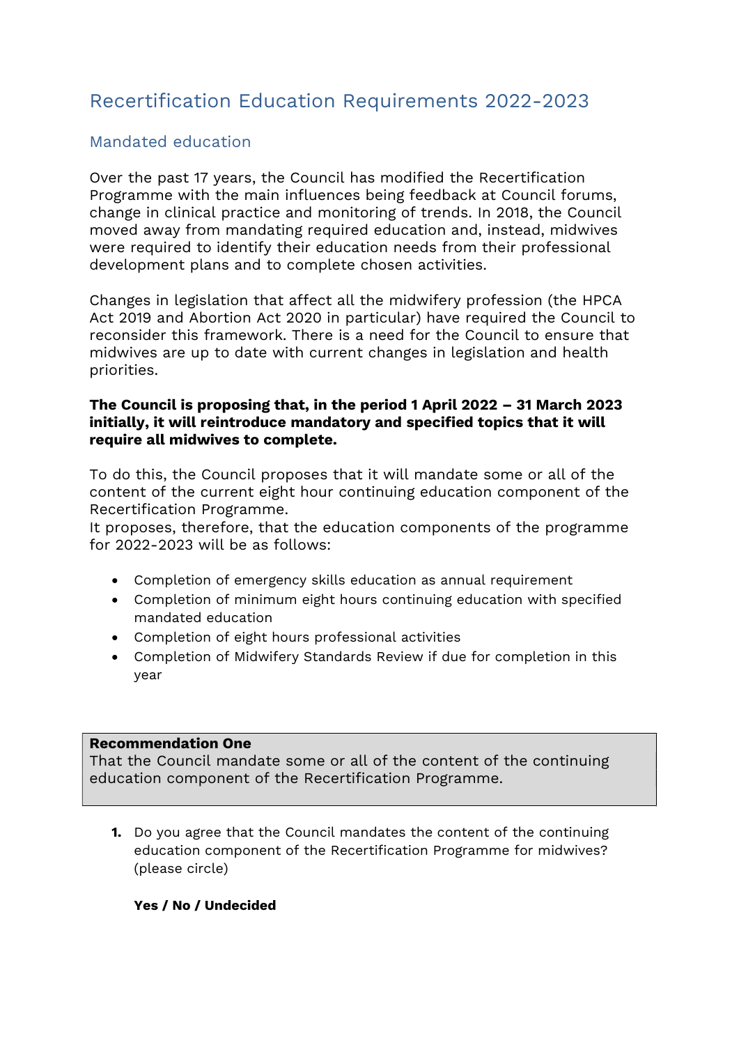# Recertification Education Requirements 2022-2023

## Mandated education

Over the past 17 years, the Council has modified the Recertification Programme with the main influences being feedback at Council forums, change in clinical practice and monitoring of trends. In 2018, the Council moved away from mandating required education and, instead, midwives were required to identify their education needs from their professional development plans and to complete chosen activities.

Changes in legislation that affect all the midwifery profession (the HPCA Act 2019 and Abortion Act 2020 in particular) have required the Council to reconsider this framework. There is a need for the Council to ensure that midwives are up to date with current changes in legislation and health priorities.

**The Council is proposing that, in the period 1 April 2022 – 31 March 2023 initially, it will reintroduce mandatory and specified topics that it will require all midwives to complete.**

To do this, the Council proposes that it will mandate some or all of the content of the current eight hour continuing education component of the Recertification Programme.
It proposes, therefore, that the education components of the programme for 2022-2023 will be as follows:

- Completion of emergency skills education as annual requirement
- Completion of minimum eight hours continuing education with specified mandated education
- Completion of eight hours professional activities
- Completion of Midwifery Standards Review if due for completion in this year

**Recommendation One**
That the Council mandate some or all of the content of the continuing education component of the Recertification Programme.

1. Do you agree that the Council mandates the content of the continuing education component of the Recertification Programme for midwives? (please circle)

   **Yes / No / Undecided**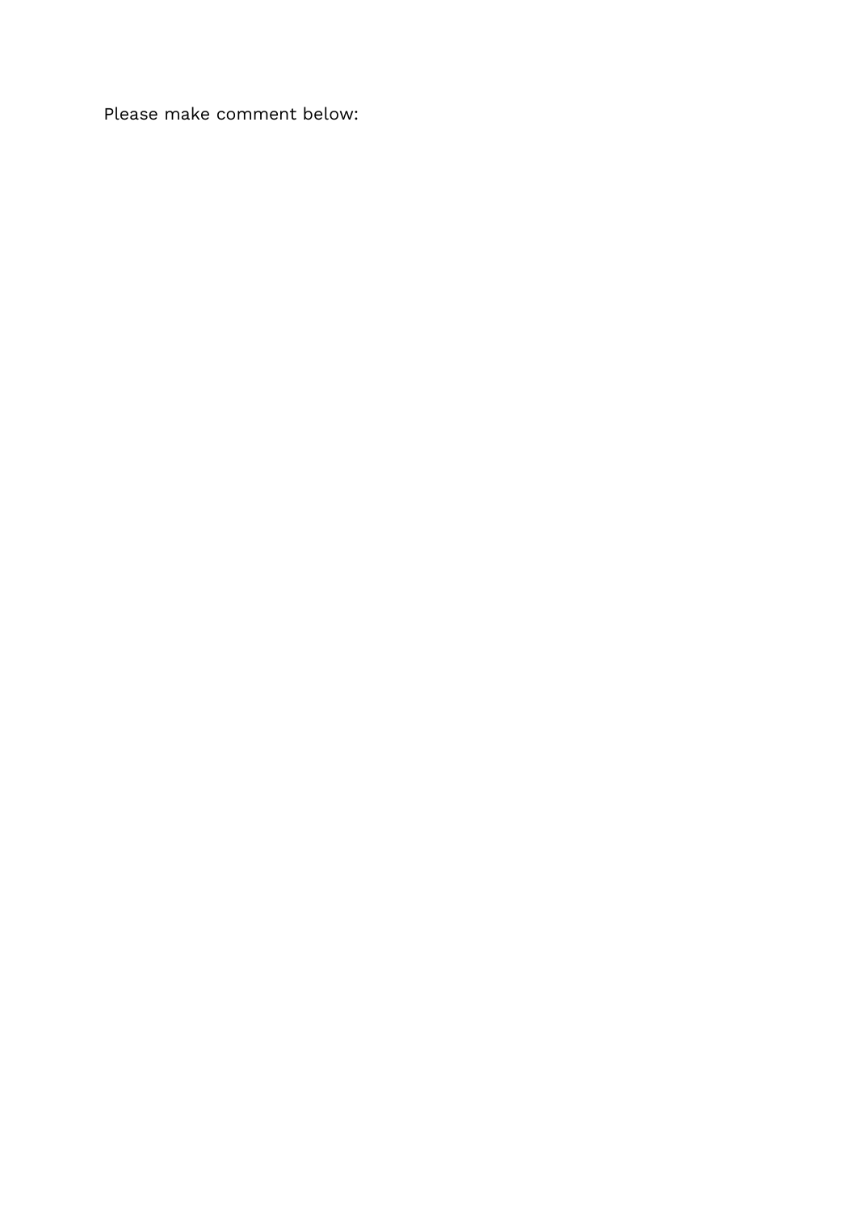Please make comment below: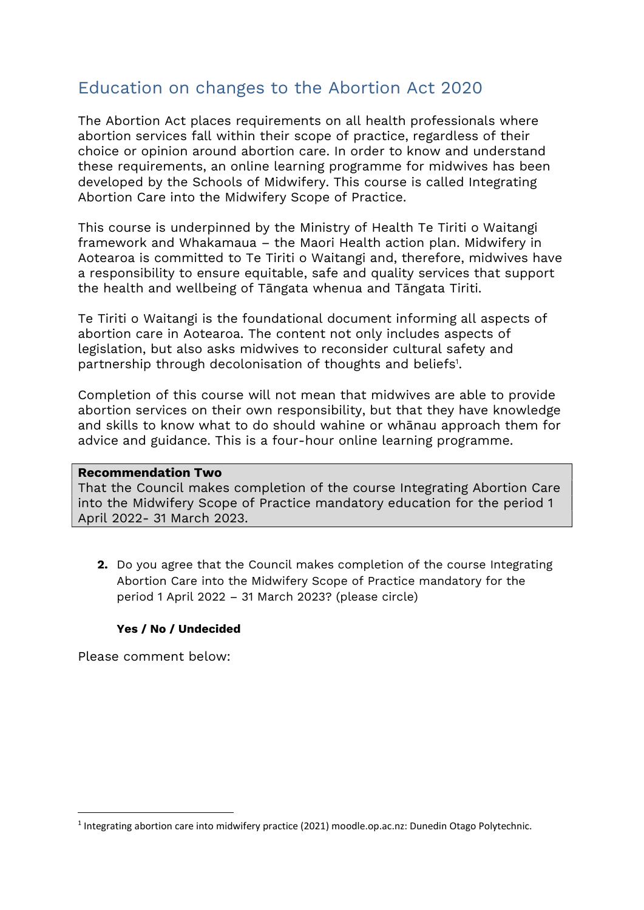## Education on changes to the Abortion Act 2020

The Abortion Act places requirements on all health professionals where abortion services fall within their scope of practice, regardless of their choice or opinion around abortion care. In order to know and understand these requirements, an online learning programme for midwives has been developed by the Schools of Midwifery. This course is called Integrating Abortion Care into the Midwifery Scope of Practice.

This course is underpinned by the Ministry of Health Te Tiriti o Waitangi framework and Whakamaua – the Maori Health action plan. Midwifery in Aotearoa is committed to Te Tiriti o Waitangi and, therefore, midwives have a responsibility to ensure equitable, safe and quality services that support the health and wellbeing of Tāngata whenua and Tāngata Tiriti.

Te Tiriti o Waitangi is the foundational document informing all aspects of abortion care in Aotearoa. The content not only includes aspects of legislation, but also asks midwives to reconsider cultural safety and partnership through decolonisation of thoughts and beliefs[1].

Completion of this course will not mean that midwives are able to provide abortion services on their own responsibility, but that they have knowledge and skills to know what to do should wahine or whānau approach them for advice and guidance. This is a four-hour online learning programme.

**Recommendation Two**
That the Council makes completion of the course Integrating Abortion Care into the Midwifery Scope of Practice mandatory education for the period 1 April 2022- 31 March 2023.

**2.** Do you agree that the Council makes completion of the course Integrating Abortion Care into the Midwifery Scope of Practice mandatory for the period 1 April 2022 – 31 March 2023? (please circle)

**Yes / No / Undecided**

Please comment below:

[1] Integrating abortion care into midwifery practice (2021) moodle.op.ac.nz: Dunedin Otago Polytechnic.